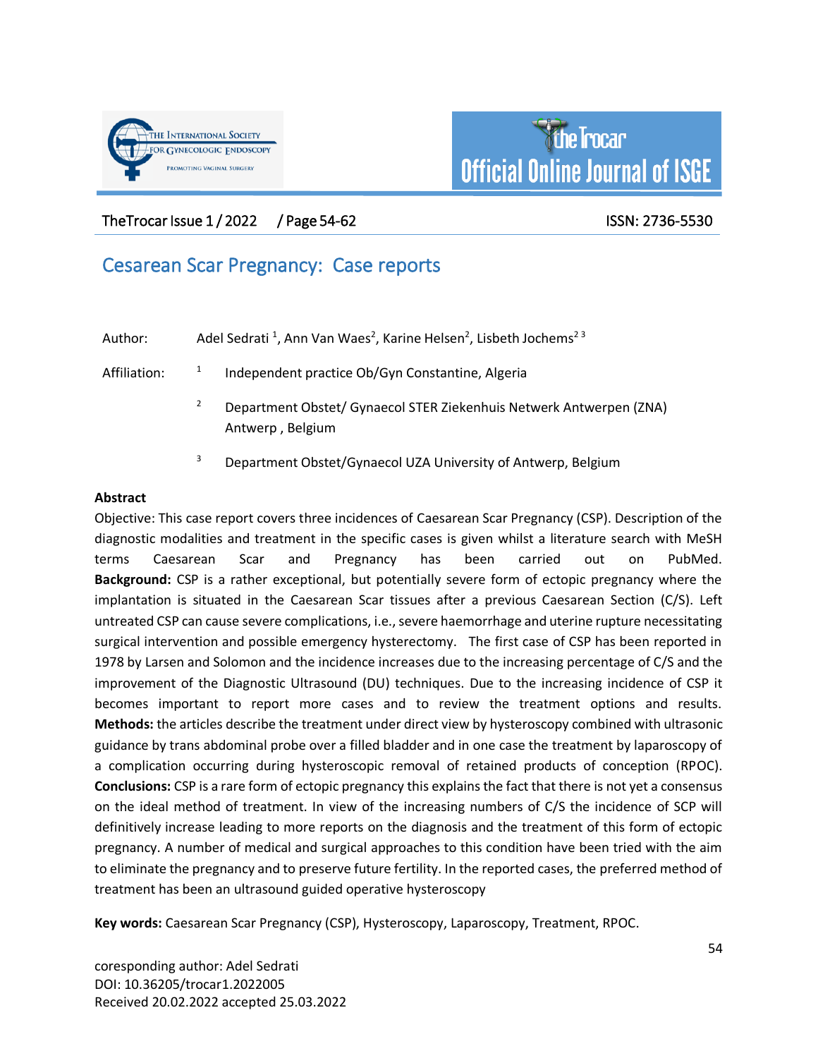# Cesarean Scar Pregnancy: Case reports

Author: Adel Sedrati [1], Ann Van Waes[2], Karine Helsen[2], Lisbeth Jochems[2 3]

Affiliation:

[1] Independent practice Ob/Gyn Constantine, Algeria

[2] Department Obstet/ Gynaecol STER Ziekenhuis Netwerk Antwerpen (ZNA) Antwerp , Belgium

[3] Department Obstet/Gynaecol UZA University of Antwerp, Belgium

**Abstract**

Objective: This case report covers three incidences of Caesarean Scar Pregnancy (CSP). Description of the diagnostic modalities and treatment in the specific cases is given whilst a literature search with MeSH terms Caesarean Scar and Pregnancy has been carried out on PubMed. **Background:** CSP is a rather exceptional, but potentially severe form of ectopic pregnancy where the implantation is situated in the Caesarean Scar tissues after a previous Caesarean Section (C/S). Left untreated CSP can cause severe complications, i.e., severe haemorrhage and uterine rupture necessitating surgical intervention and possible emergency hysterectomy. The first case of CSP has been reported in 1978 by Larsen and Solomon and the incidence increases due to the increasing percentage of C/S and the improvement of the Diagnostic Ultrasound (DU) techniques. Due to the increasing incidence of CSP it becomes important to report more cases and to review the treatment options and results. **Methods:** the articles describe the treatment under direct view by hysteroscopy combined with ultrasonic guidance by trans abdominal probe over a filled bladder and in one case the treatment by laparoscopy of a complication occurring during hysteroscopic removal of retained products of conception (RPOC). **Conclusions:** CSP is a rare form of ectopic pregnancy this explains the fact that there is not yet a consensus on the ideal method of treatment. In view of the increasing numbers of C/S the incidence of SCP will definitively increase leading to more reports on the diagnosis and the treatment of this form of ectopic pregnancy. A number of medical and surgical approaches to this condition have been tried with the aim to eliminate the pregnancy and to preserve future fertility. In the reported cases, the preferred method of treatment has been an ultrasound guided operative hysteroscopy

**Key words:** Caesarean Scar Pregnancy (CSP), Hysteroscopy, Laparoscopy, Treatment, RPOC.

coresponding author: Adel Sedrati
DOI: 10.36205/trocar1.2022005
Received 20.02.2022 accepted 25.03.2022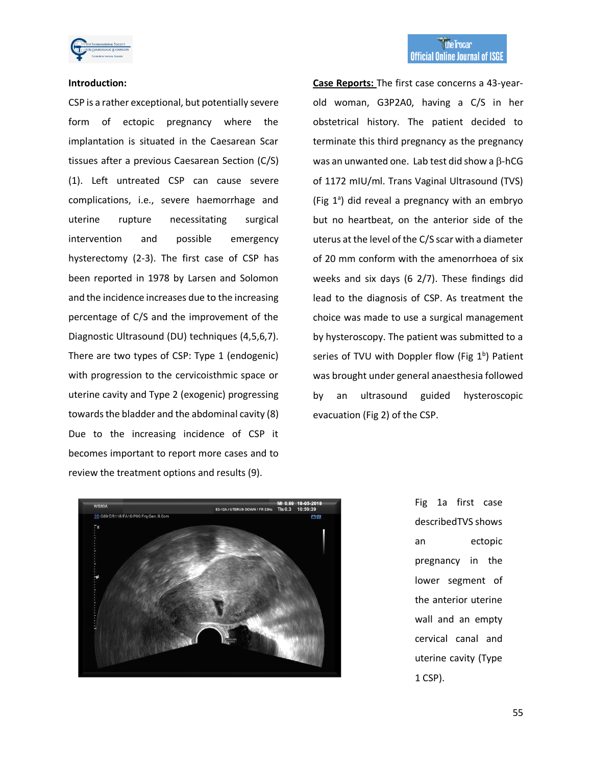**Introduction:**

CSP is a rather exceptional, but potentially severe form of ectopic pregnancy where the implantation is situated in the Caesarean Scar tissues after a previous Caesarean Section (C/S) (1). Left untreated CSP can cause severe complications, i.e., severe haemorrhage and uterine rupture necessitating surgical intervention and possible emergency hysterectomy (2-3). The first case of CSP has been reported in 1978 by Larsen and Solomon and the incidence increases due to the increasing percentage of C/S and the improvement of the Diagnostic Ultrasound (DU) techniques (4,5,6,7). There are two types of CSP: Type 1 (endogenic) with progression to the cervicoisthmic space or uterine cavity and Type 2 (exogenic) progressing towards the bladder and the abdominal cavity (8) Due to the increasing incidence of CSP it becomes important to report more cases and to review the treatment options and results (9).

**Case Reports:** The first case concerns a 43-year-old woman, G3P2A0, having a C/S in her obstetrical history. The patient decided to terminate this third pregnancy as the pregnancy was an unwanted one. Lab test did show a β-hCG of 1172 mIU/ml. Trans Vaginal Ultrasound (TVS) (Fig 1[a]) did reveal a pregnancy with an embryo but no heartbeat, on the anterior side of the uterus at the level of the C/S scar with a diameter of 20 mm conform with the amenorrhoea of six weeks and six days (6 2/7). These findings did lead to the diagnosis of CSP. As treatment the choice was made to use a surgical management by hysteroscopy. The patient was submitted to a series of TVU with Doppler flow (Fig 1[b]) Patient was brought under general anaesthesia followed by an ultrasound guided hysteroscopic evacuation (Fig 2) of the CSP.

Fig 1a first case describedTVS shows an ectopic pregnancy in the lower segment of the anterior uterine wall and an empty cervical canal and uterine cavity (Type 1 CSP).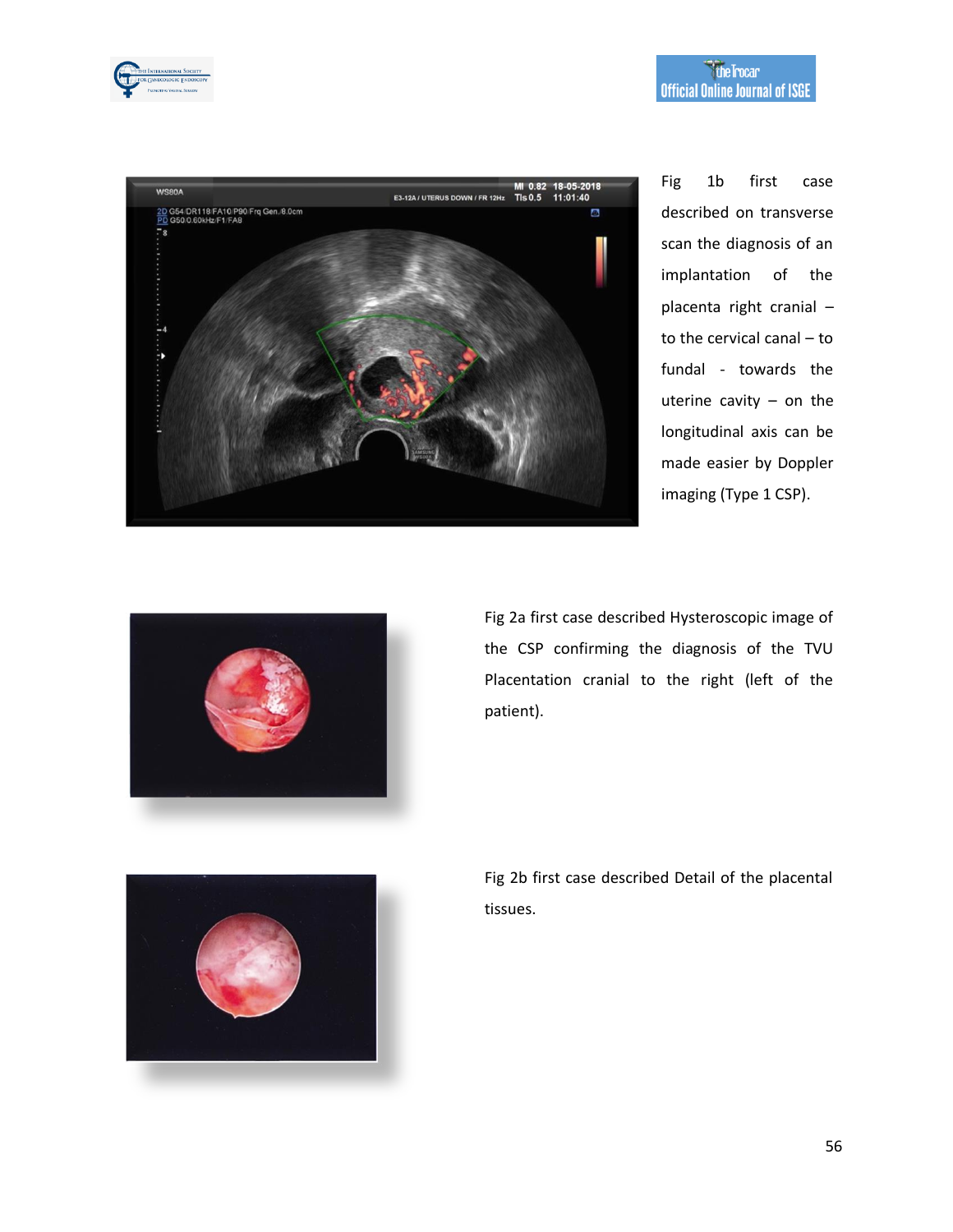Fig 1b first case described on transverse scan the diagnosis of an implantation of the placenta right cranial – to the cervical canal – to fundal - towards the uterine cavity – on the longitudinal axis can be made easier by Doppler imaging (Type 1 CSP).

Fig 2a first case described Hysteroscopic image of the CSP confirming the diagnosis of the TVU Placentation cranial to the right (left of the patient).

Fig 2b first case described Detail of the placental tissues.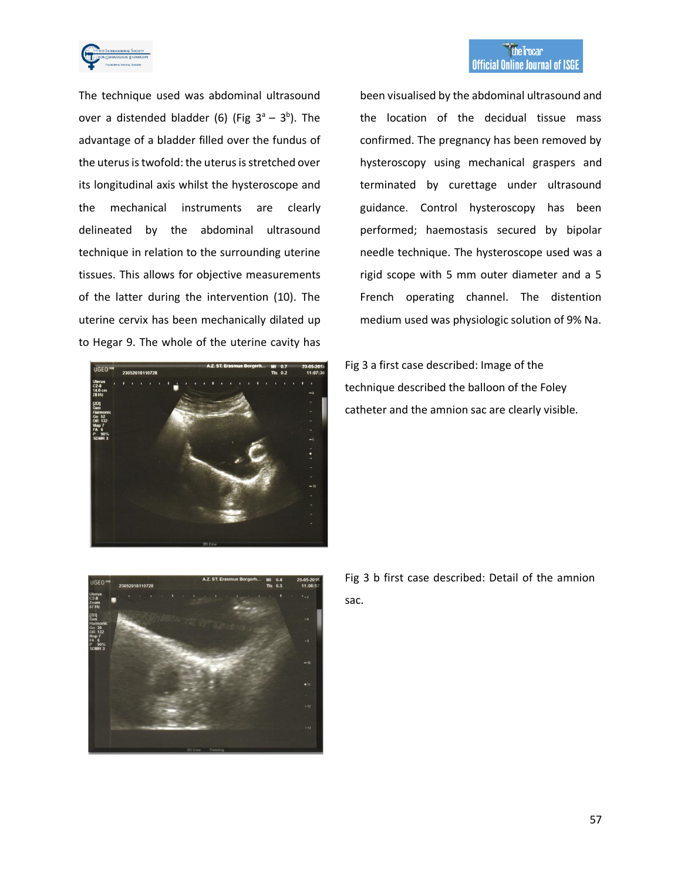The technique used was abdominal ultrasound over a distended bladder (6) (Fig 3[a] – 3[b]). The advantage of a bladder filled over the fundus of the uterus is twofold: the uterus is stretched over its longitudinal axis whilst the hysteroscope and the mechanical instruments are clearly delineated by the abdominal ultrasound technique in relation to the surrounding uterine tissues. This allows for objective measurements of the latter during the intervention (10). The uterine cervix has been mechanically dilated up to Hegar 9. The whole of the uterine cavity has been visualised by the abdominal ultrasound and the location of the decidual tissue mass confirmed. The pregnancy has been removed by hysteroscopy using mechanical graspers and terminated by curettage under ultrasound guidance. Control hysteroscopy has been performed; haemostasis secured by bipolar needle technique. The hysteroscope used was a rigid scope with 5 mm outer diameter and a 5 French operating channel. The distention medium used was physiologic solution of 9% Na.

Fig 3 a first case described: Image of the technique described the balloon of the Foley catheter and the amnion sac are clearly visible.

Fig 3 b first case described: Detail of the amnion sac.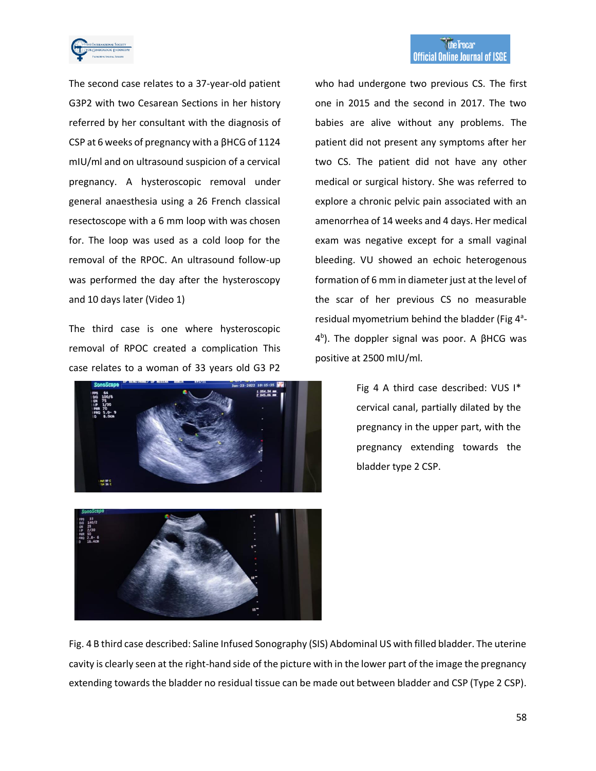The second case relates to a 37-year-old patient G3P2 with two Cesarean Sections in her history referred by her consultant with the diagnosis of CSP at 6 weeks of pregnancy with a βHCG of 1124 mIU/ml and on ultrasound suspicion of a cervical pregnancy. A hysteroscopic removal under general anaesthesia using a 26 French classical resectoscope with a 6 mm loop with was chosen for. The loop was used as a cold loop for the removal of the RPOC. An ultrasound follow-up was performed the day after the hysteroscopy and 10 days later (Video 1)

The third case is one where hysteroscopic removal of RPOC created a complication This case relates to a woman of 33 years old G3 P2 who had undergone two previous CS. The first one in 2015 and the second in 2017. The two babies are alive without any problems. The patient did not present any symptoms after her two CS. The patient did not have any other medical or surgical history. She was referred to explore a chronic pelvic pain associated with an amenorrhea of 14 weeks and 4 days. Her medical exam was negative except for a small vaginal bleeding. VU showed an echoic heterogenous formation of 6 mm in diameter just at the level of the scar of her previous CS no measurable residual myometrium behind the bladder (Fig 4[a]-4[b]). The doppler signal was poor. A βHCG was positive at 2500 mIU/ml.

Fig 4 A third case described: VUS I* cervical canal, partially dilated by the pregnancy in the upper part, with the pregnancy extending towards the bladder type 2 CSP.

Fig. 4 B third case described: Saline Infused Sonography (SIS) Abdominal US with filled bladder. The uterine cavity is clearly seen at the right-hand side of the picture with in the lower part of the image the pregnancy extending towards the bladder no residual tissue can be made out between bladder and CSP (Type 2 CSP).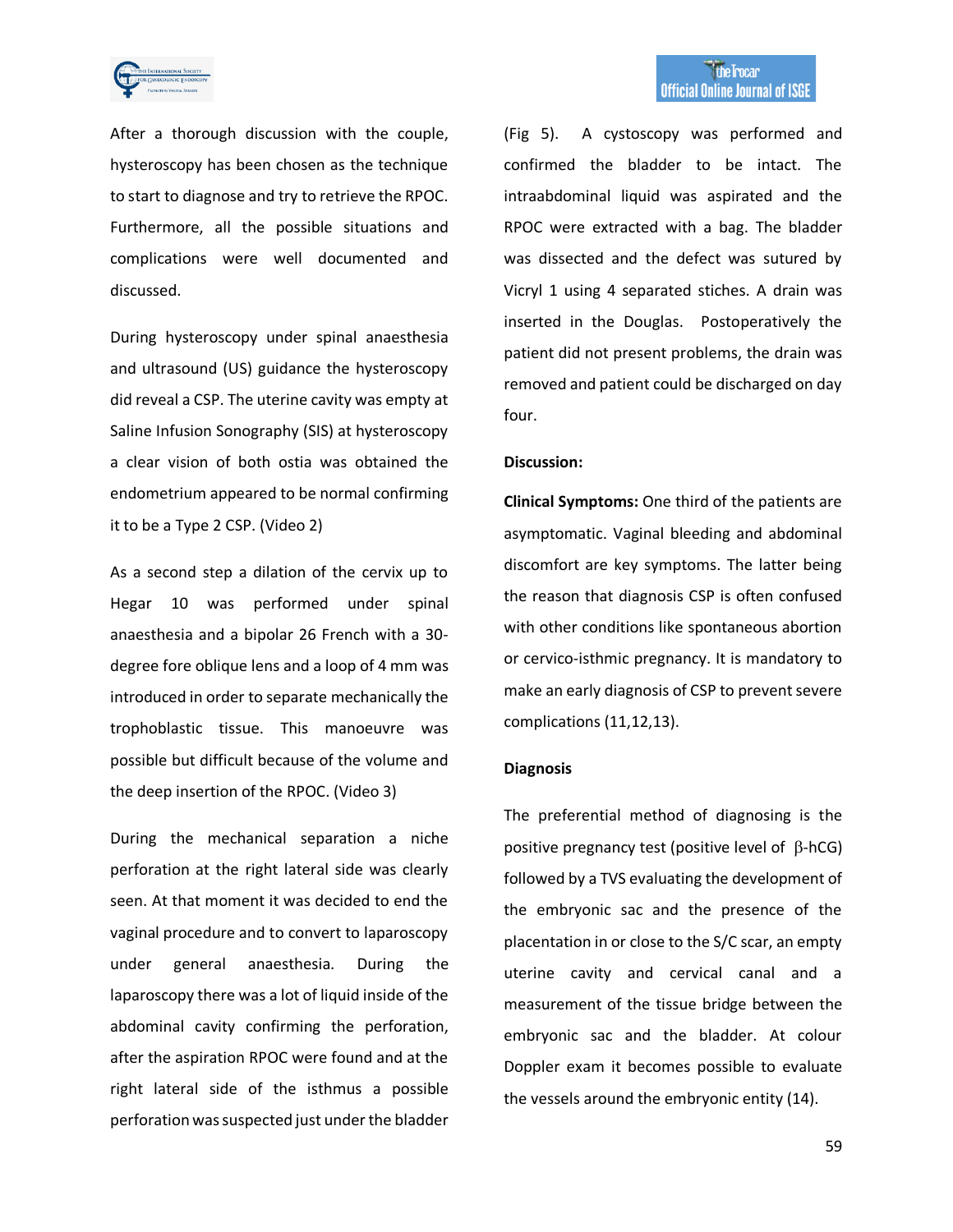After a thorough discussion with the couple, hysteroscopy has been chosen as the technique to start to diagnose and try to retrieve the RPOC. Furthermore, all the possible situations and complications were well documented and discussed.

During hysteroscopy under spinal anaesthesia and ultrasound (US) guidance the hysteroscopy did reveal a CSP. The uterine cavity was empty at Saline Infusion Sonography (SIS) at hysteroscopy a clear vision of both ostia was obtained the endometrium appeared to be normal confirming it to be a Type 2 CSP. (Video 2)

As a second step a dilation of the cervix up to Hegar 10 was performed under spinal anaesthesia and a bipolar 26 French with a 30-degree fore oblique lens and a loop of 4 mm was introduced in order to separate mechanically the trophoblastic tissue. This manoeuvre was possible but difficult because of the volume and the deep insertion of the RPOC. (Video 3)

During the mechanical separation a niche perforation at the right lateral side was clearly seen. At that moment it was decided to end the vaginal procedure and to convert to laparoscopy under general anaesthesia. During the laparoscopy there was a lot of liquid inside of the abdominal cavity confirming the perforation, after the aspiration RPOC were found and at the right lateral side of the isthmus a possible perforation was suspected just under the bladder (Fig 5). A cystoscopy was performed and confirmed the bladder to be intact. The intraabdominal liquid was aspirated and the RPOC were extracted with a bag. The bladder was dissected and the defect was sutured by Vicryl 1 using 4 separated stiches. A drain was inserted in the Douglas. Postoperatively the patient did not present problems, the drain was removed and patient could be discharged on day four.

**Discussion:**

**Clinical Symptoms:** One third of the patients are asymptomatic. Vaginal bleeding and abdominal discomfort are key symptoms. The latter being the reason that diagnosis CSP is often confused with other conditions like spontaneous abortion or cervico-isthmic pregnancy. It is mandatory to make an early diagnosis of CSP to prevent severe complications (11,12,13).

**Diagnosis**

The preferential method of diagnosing is the positive pregnancy test (positive level of β-hCG) followed by a TVS evaluating the development of the embryonic sac and the presence of the placentation in or close to the S/C scar, an empty uterine cavity and cervical canal and a measurement of the tissue bridge between the embryonic sac and the bladder. At colour Doppler exam it becomes possible to evaluate the vessels around the embryonic entity (14).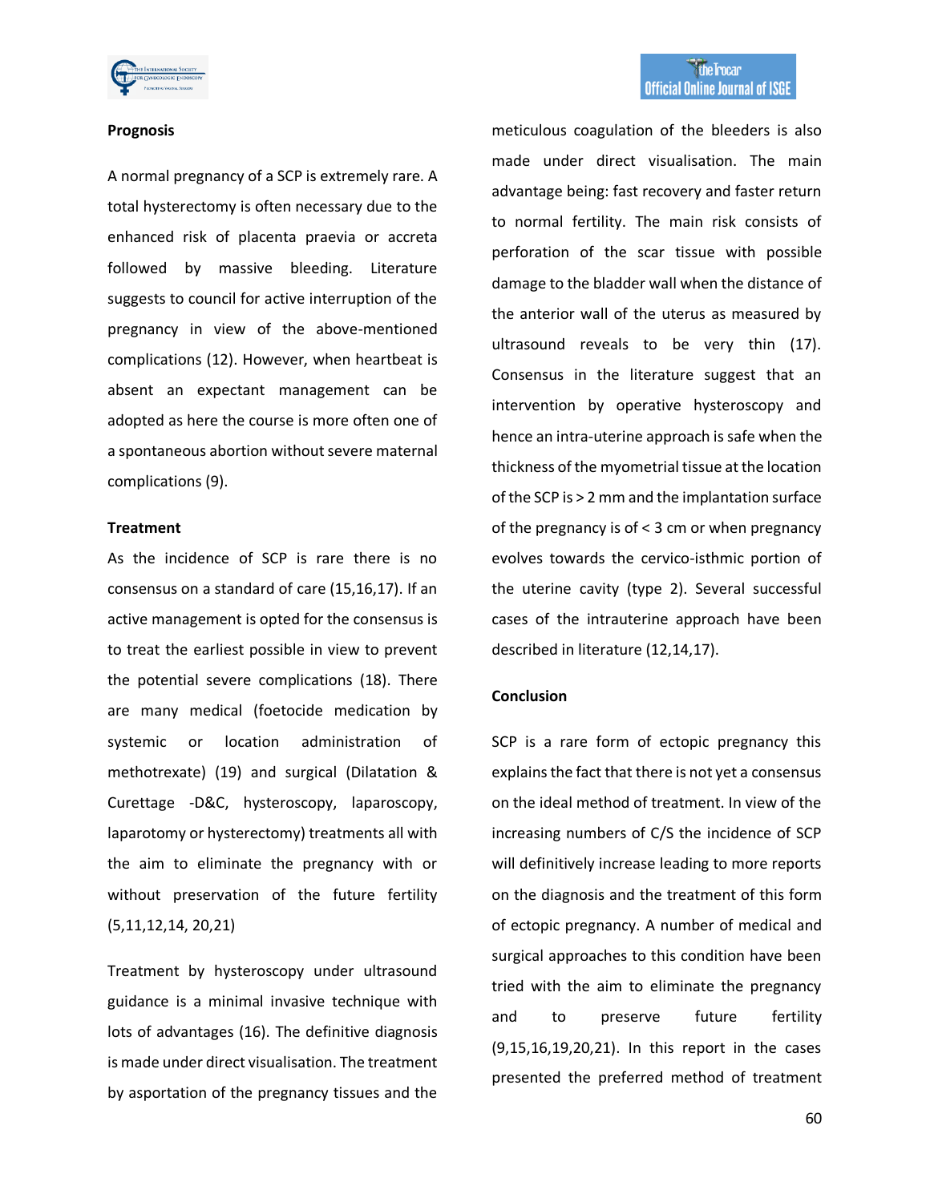**Prognosis**

A normal pregnancy of a SCP is extremely rare. A total hysterectomy is often necessary due to the enhanced risk of placenta praevia or accreta followed by massive bleeding. Literature suggests to council for active interruption of the pregnancy in view of the above-mentioned complications (12). However, when heartbeat is absent an expectant management can be adopted as here the course is more often one of a spontaneous abortion without severe maternal complications (9).

**Treatment**

As the incidence of SCP is rare there is no consensus on a standard of care (15,16,17). If an active management is opted for the consensus is to treat the earliest possible in view to prevent the potential severe complications (18). There are many medical (foetocide medication by systemic or location administration of methotrexate) (19) and surgical (Dilatation & Curettage -D&C, hysteroscopy, laparoscopy, laparotomy or hysterectomy) treatments all with the aim to eliminate the pregnancy with or without preservation of the future fertility (5,11,12,14, 20,21)

Treatment by hysteroscopy under ultrasound guidance is a minimal invasive technique with lots of advantages (16). The definitive diagnosis is made under direct visualisation. The treatment by asportation of the pregnancy tissues and the meticulous coagulation of the bleeders is also made under direct visualisation. The main advantage being: fast recovery and faster return to normal fertility. The main risk consists of perforation of the scar tissue with possible damage to the bladder wall when the distance of the anterior wall of the uterus as measured by ultrasound reveals to be very thin (17). Consensus in the literature suggest that an intervention by operative hysteroscopy and hence an intra-uterine approach is safe when the thickness of the myometrial tissue at the location of the SCP is > 2 mm and the implantation surface of the pregnancy is of < 3 cm or when pregnancy evolves towards the cervico-isthmic portion of the uterine cavity (type 2). Several successful cases of the intrauterine approach have been described in literature (12,14,17).

**Conclusion**

SCP is a rare form of ectopic pregnancy this explains the fact that there is not yet a consensus on the ideal method of treatment. In view of the increasing numbers of C/S the incidence of SCP will definitively increase leading to more reports on the diagnosis and the treatment of this form of ectopic pregnancy. A number of medical and surgical approaches to this condition have been tried with the aim to eliminate the pregnancy and to preserve future fertility (9,15,16,19,20,21). In this report in the cases presented the preferred method of treatment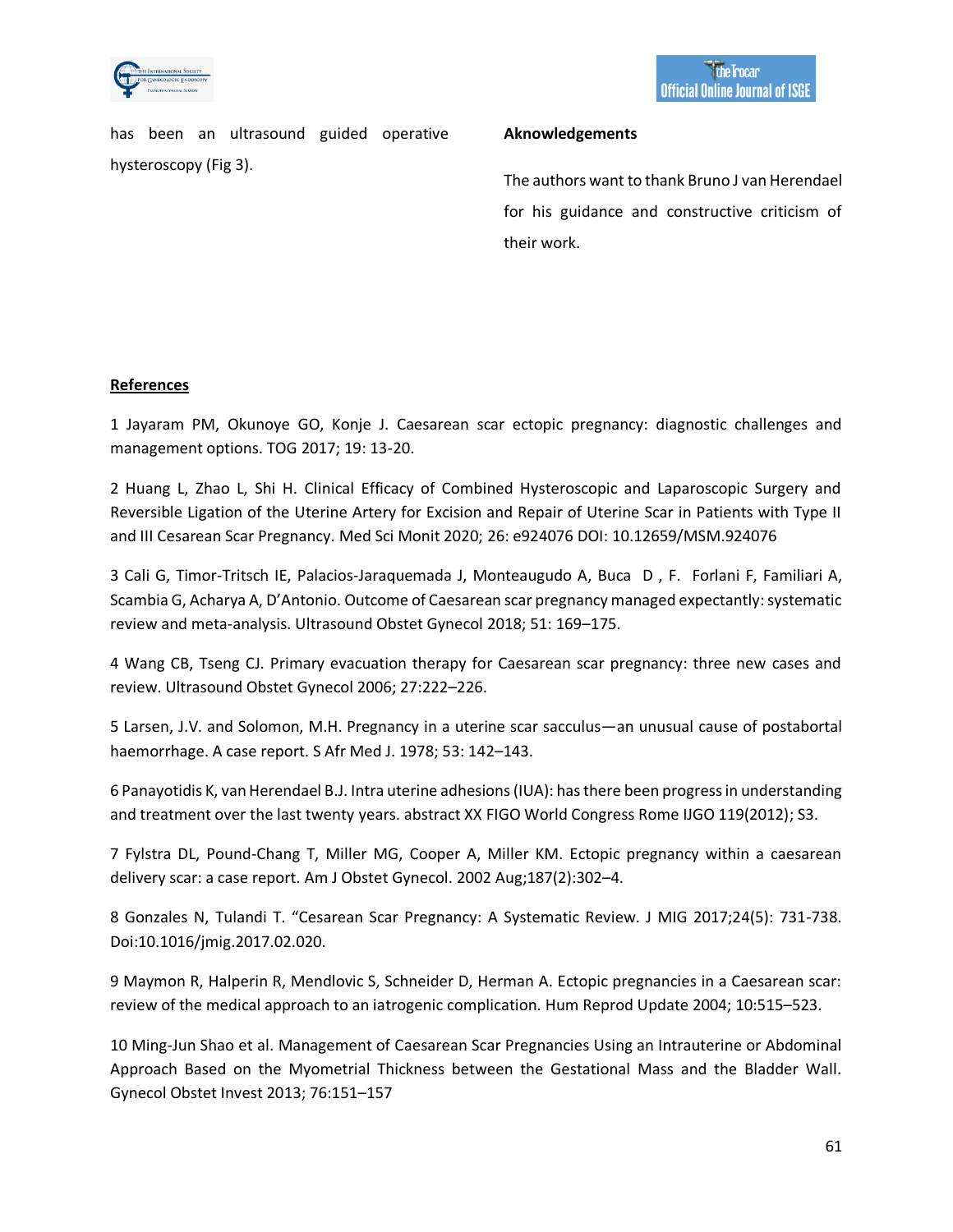has been an ultrasound guided operative hysteroscopy (Fig 3).

**Aknowledgements**

The authors want to thank Bruno J van Herendael for his guidance and constructive criticism of their work.

## References

1 Jayaram PM, Okunoye GO, Konje J. Caesarean scar ectopic pregnancy: diagnostic challenges and management options. TOG 2017; 19: 13-20.

2 Huang L, Zhao L, Shi H. Clinical Efficacy of Combined Hysteroscopic and Laparoscopic Surgery and Reversible Ligation of the Uterine Artery for Excision and Repair of Uterine Scar in Patients with Type II and III Cesarean Scar Pregnancy. Med Sci Monit 2020; 26: e924076 DOI: 10.12659/MSM.924076

3 Cali G, Timor-Tritsch IE, Palacios-Jaraquemada J, Monteaugudo A, Buca D , F. Forlani F, Familiari A, Scambia G, Acharya A, D'Antonio. Outcome of Caesarean scar pregnancy managed expectantly: systematic review and meta-analysis. Ultrasound Obstet Gynecol 2018; 51: 169–175.

4 Wang CB, Tseng CJ. Primary evacuation therapy for Caesarean scar pregnancy: three new cases and review. Ultrasound Obstet Gynecol 2006; 27:222–226.

5 Larsen, J.V. and Solomon, M.H. Pregnancy in a uterine scar sacculus—an unusual cause of postabortal haemorrhage. A case report. S Afr Med J. 1978; 53: 142–143.

6 Panayotidis K, van Herendael B.J. Intra uterine adhesions (IUA): has there been progress in understanding and treatment over the last twenty years. abstract XX FIGO World Congress Rome IJGO 119(2012); S3.

7 Fylstra DL, Pound-Chang T, Miller MG, Cooper A, Miller KM. Ectopic pregnancy within a caesarean delivery scar: a case report. Am J Obstet Gynecol. 2002 Aug;187(2):302–4.

8 Gonzales N, Tulandi T. "Cesarean Scar Pregnancy: A Systematic Review. J MIG 2017;24(5): 731-738. Doi:10.1016/jmig.2017.02.020.

9 Maymon R, Halperin R, Mendlovic S, Schneider D, Herman A. Ectopic pregnancies in a Caesarean scar: review of the medical approach to an iatrogenic complication. Hum Reprod Update 2004; 10:515–523.

10 Ming-Jun Shao et al. Management of Caesarean Scar Pregnancies Using an Intrauterine or Abdominal Approach Based on the Myometrial Thickness between the Gestational Mass and the Bladder Wall. Gynecol Obstet Invest 2013; 76:151–157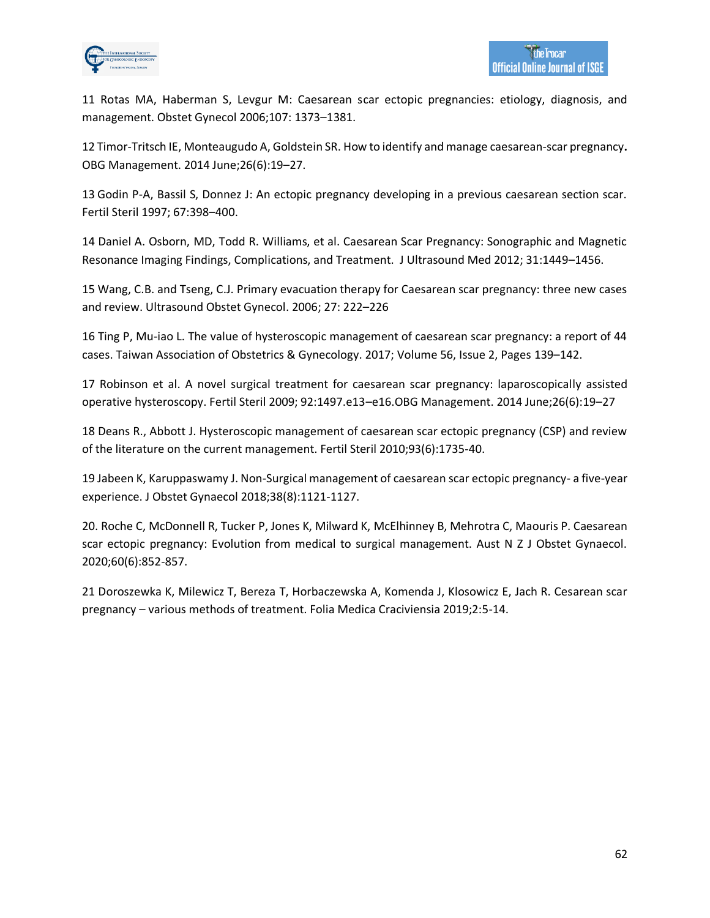11 Rotas MA, Haberman S, Levgur M: Caesarean scar ectopic pregnancies: etiology, diagnosis, and management. Obstet Gynecol 2006;107: 1373–1381.

12 Timor-Tritsch IE, Monteaugudo A, Goldstein SR. How to identify and manage caesarean-scar pregnancy**.** OBG Management. 2014 June;26(6):19–27.

13 Godin P-A, Bassil S, Donnez J: An ectopic pregnancy developing in a previous caesarean section scar. Fertil Steril 1997; 67:398–400.

14 Daniel A. Osborn, MD, Todd R. Williams, et al. Caesarean Scar Pregnancy: Sonographic and Magnetic Resonance Imaging Findings, Complications, and Treatment. J Ultrasound Med 2012; 31:1449–1456.

15 Wang, C.B. and Tseng, C.J. Primary evacuation therapy for Caesarean scar pregnancy: three new cases and review. Ultrasound Obstet Gynecol. 2006; 27: 222–226

16 Ting P, Mu-iao L. The value of hysteroscopic management of caesarean scar pregnancy: a report of 44 cases. Taiwan Association of Obstetrics & Gynecology. 2017; Volume 56, Issue 2, Pages 139–142.

17 Robinson et al. A novel surgical treatment for caesarean scar pregnancy: laparoscopically assisted operative hysteroscopy. Fertil Steril 2009; 92:1497.e13–e16.OBG Management. 2014 June;26(6):19–27

18 Deans R., Abbott J. Hysteroscopic management of caesarean scar ectopic pregnancy (CSP) and review of the literature on the current management. Fertil Steril 2010;93(6):1735-40.

19 Jabeen K, Karuppaswamy J. Non-Surgical management of caesarean scar ectopic pregnancy- a five-year experience. J Obstet Gynaecol 2018;38(8):1121-1127.

20. Roche C, McDonnell R, Tucker P, Jones K, Milward K, McElhinney B, Mehrotra C, Maouris P. Caesarean scar ectopic pregnancy: Evolution from medical to surgical management. Aust N Z J Obstet Gynaecol. 2020;60(6):852-857.

21 Doroszewka K, Milewicz T, Bereza T, Horbaczewska A, Komenda J, Klosowicz E, Jach R. Cesarean scar pregnancy – various methods of treatment. Folia Medica Craciviensia 2019;2:5-14.